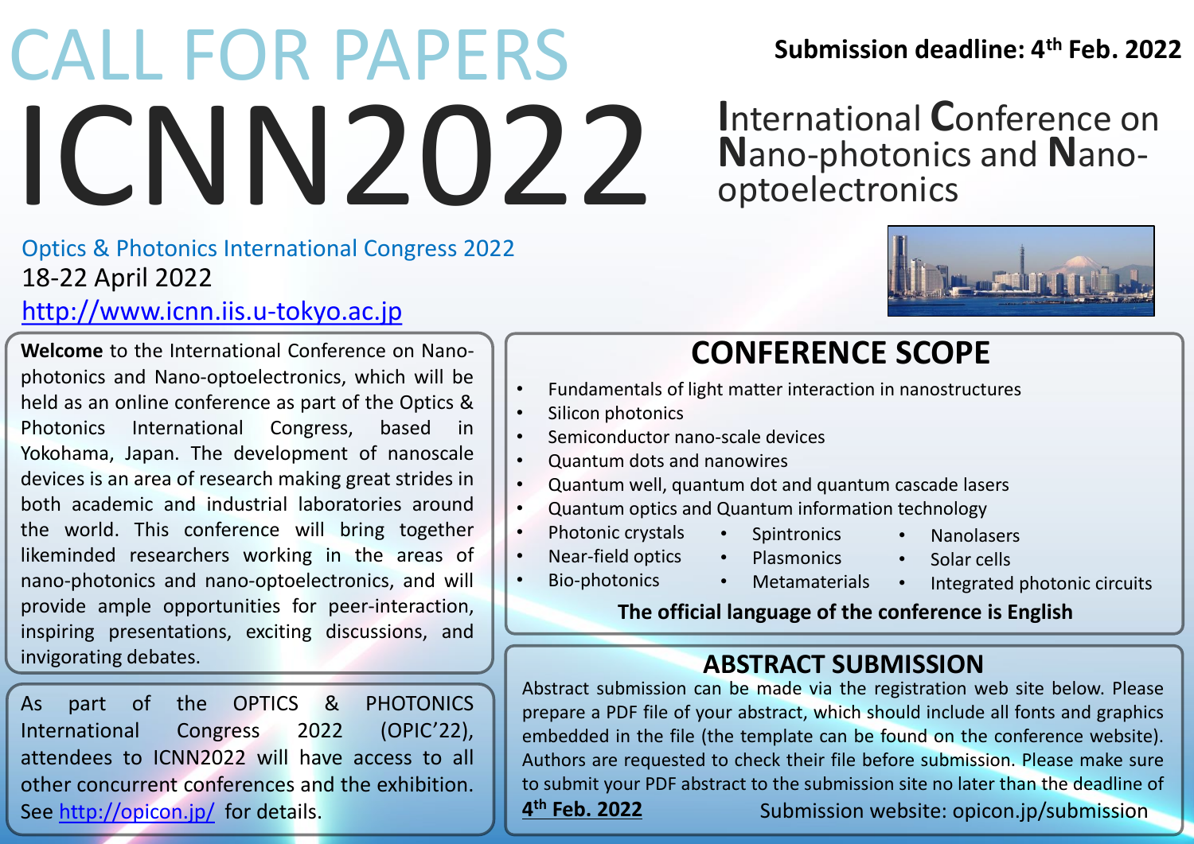# CALL FOR PAPERS

# ICNN2022

**Submission deadline: 4th Feb. 2022**

**I**nternational **C**onference on **N**ano-photonics and **N**ano-optoelectronics

Optics & Photonics International Congress 2022

18-22 April 2022

http://www.icnn.iis.u-tokyo.ac.jp

**Welcome** to the International Conference on Nano-photonics and Nano-optoelectronics, which will be held as an online conference as part of the Optics & Photonics International Congress, based in Yokohama, Japan. The development of nanoscale devices is an area of research making great strides in both academic and industrial laboratories around the world. This conference will bring together likeminded researchers working in the areas of nano-photonics and nano-optoelectronics, and will provide ample opportunities for peer-interaction, inspiring presentations, exciting discussions, and invigorating debates.

As part of the OPTICS & PHOTONICS International Congress 2022 (OPIC'22), attendees to ICNN2022 will have access to all other concurrent conferences and the exhibition. See http://opicon.jp/ for details.

## CONFERENCE SCOPE

- Fundamentals of light matter interaction in nanostructures
- Silicon photonics
- Semiconductor nano-scale devices
- Quantum dots and nanowires
- Quantum well, quantum dot and quantum cascade lasers
- Quantum optics and Quantum information technology
- Photonic crystals
- Near-field optics
- Bio-photonics
- Spintronics
- Plasmonics
- Metamaterials
- Nanolasers
- Solar cells
- Integrated photonic circuits

**The official language of the conference is English**

## ABSTRACT SUBMISSION

Abstract submission can be made via the registration web site below. Please prepare a PDF file of your abstract, which should include all fonts and graphics embedded in the file (the template can be found on the conference website). Authors are requested to check their file before submission. Please make sure to submit your PDF abstract to the submission site no later than the deadline of **4th Feb. 2022**

Submission website: opicon.jp/submission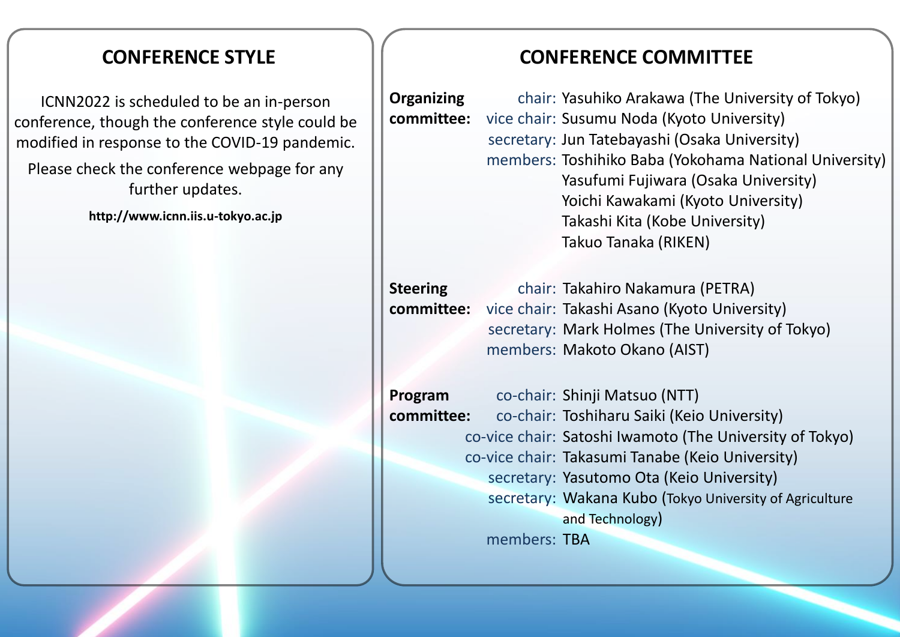## CONFERENCE STYLE

ICNN2022 is scheduled to be an in-person conference, though the conference style could be modified in response to the COVID-19 pandemic.

Please check the conference webpage for any further updates.

**http://www.icnn.iis.u-tokyo.ac.jp**

## CONFERENCE COMMITTEE

**Organizing committee:**

chair: Yasuhiko Arakawa (The University of Tokyo)
vice chair: Susumu Noda (Kyoto University)
secretary: Jun Tatebayashi (Osaka University)
members: Toshihiko Baba (Yokohama National University)
Yasufumi Fujiwara (Osaka University)
Yoichi Kawakami (Kyoto University)
Takashi Kita (Kobe University)
Takuo Tanaka (RIKEN)

**Steering committee:**

chair: Takahiro Nakamura (PETRA)
vice chair: Takashi Asano (Kyoto University)
secretary: Mark Holmes (The University of Tokyo)
members: Makoto Okano (AIST)

**Program committee:**

co-chair: Shinji Matsuo (NTT)
co-chair: Toshiharu Saiki (Keio University)
co-vice chair: Satoshi Iwamoto (The University of Tokyo)
co-vice chair: Takasumi Tanabe (Keio University)
secretary: Yasutomo Ota (Keio University)
secretary: Wakana Kubo (Tokyo University of Agriculture and Technology)
members: TBA